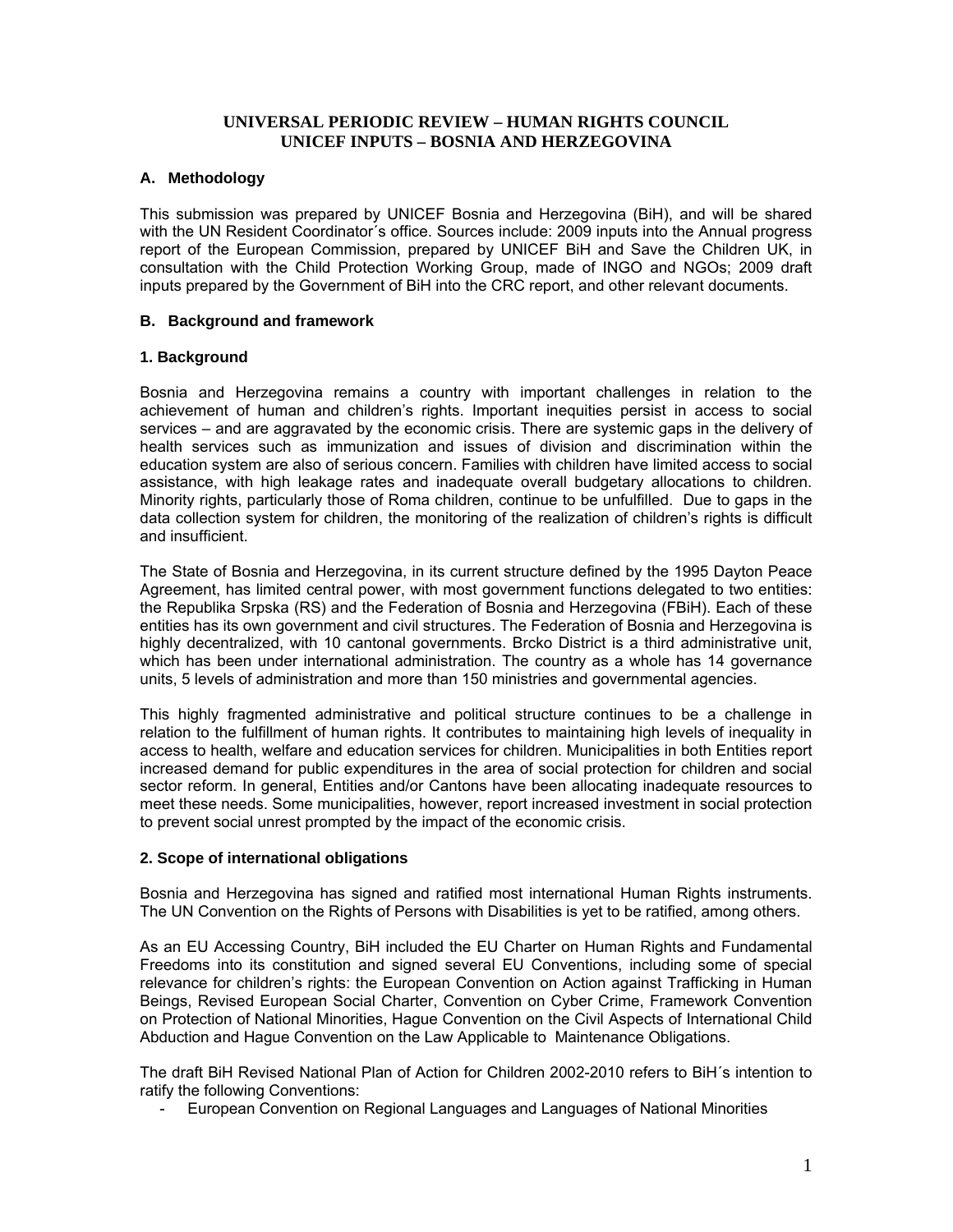# UNIVERSAL PERIODIC REVIEW – HUMAN RIGHTS COUNCIL
# UNICEF INPUTS – BOSNIA AND HERZEGOVINA

## A. Methodology

This submission was prepared by UNICEF Bosnia and Herzegovina (BiH), and will be shared with the UN Resident Coordinator´s office. Sources include: 2009 inputs into the Annual progress report of the European Commission, prepared by UNICEF BiH and Save the Children UK, in consultation with the Child Protection Working Group, made of INGO and NGOs; 2009 draft inputs prepared by the Government of BiH into the CRC report, and other relevant documents.

## B. Background and framework

### 1. Background

Bosnia and Herzegovina remains a country with important challenges in relation to the achievement of human and children's rights. Important inequities persist in access to social services – and are aggravated by the economic crisis. There are systemic gaps in the delivery of health services such as immunization and issues of division and discrimination within the education system are also of serious concern. Families with children have limited access to social assistance, with high leakage rates and inadequate overall budgetary allocations to children. Minority rights, particularly those of Roma children, continue to be unfulfilled. Due to gaps in the data collection system for children, the monitoring of the realization of children's rights is difficult and insufficient.

The State of Bosnia and Herzegovina, in its current structure defined by the 1995 Dayton Peace Agreement, has limited central power, with most government functions delegated to two entities: the Republika Srpska (RS) and the Federation of Bosnia and Herzegovina (FBiH). Each of these entities has its own government and civil structures. The Federation of Bosnia and Herzegovina is highly decentralized, with 10 cantonal governments. Brcko District is a third administrative unit, which has been under international administration. The country as a whole has 14 governance units, 5 levels of administration and more than 150 ministries and governmental agencies.

This highly fragmented administrative and political structure continues to be a challenge in relation to the fulfillment of human rights. It contributes to maintaining high levels of inequality in access to health, welfare and education services for children. Municipalities in both Entities report increased demand for public expenditures in the area of social protection for children and social sector reform. In general, Entities and/or Cantons have been allocating inadequate resources to meet these needs. Some municipalities, however, report increased investment in social protection to prevent social unrest prompted by the impact of the economic crisis.

### 2. Scope of international obligations

Bosnia and Herzegovina has signed and ratified most international Human Rights instruments. The UN Convention on the Rights of Persons with Disabilities is yet to be ratified, among others.

As an EU Accessing Country, BiH included the EU Charter on Human Rights and Fundamental Freedoms into its constitution and signed several EU Conventions, including some of special relevance for children's rights: the European Convention on Action against Trafficking in Human Beings, Revised European Social Charter, Convention on Cyber Crime, Framework Convention on Protection of National Minorities, Hague Convention on the Civil Aspects of International Child Abduction and Hague Convention on the Law Applicable to Maintenance Obligations.

The draft BiH Revised National Plan of Action for Children 2002-2010 refers to BiH´s intention to ratify the following Conventions:

- European Convention on Regional Languages and Languages of National Minorities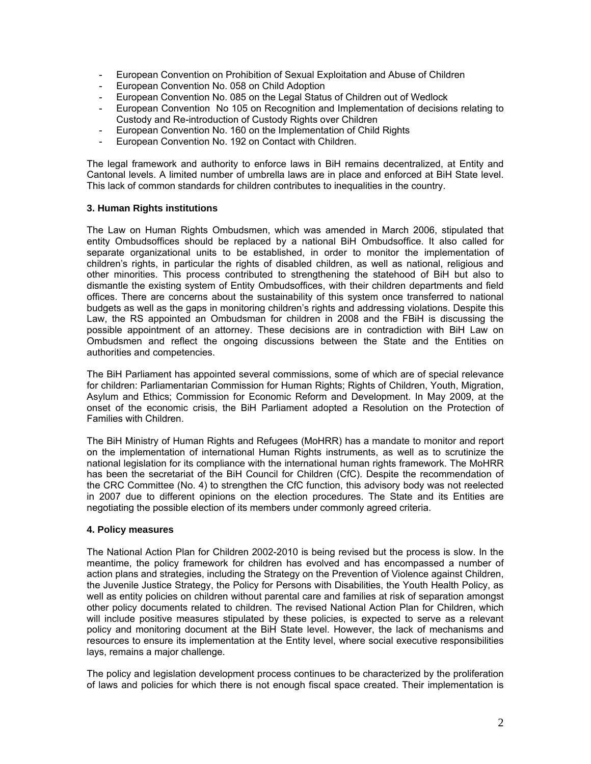- European Convention on Prohibition of Sexual Exploitation and Abuse of Children
- European Convention No. 058 on Child Adoption
- European Convention No. 085 on the Legal Status of Children out of Wedlock
- European Convention No 105 on Recognition and Implementation of decisions relating to Custody and Re-introduction of Custody Rights over Children
- European Convention No. 160 on the Implementation of Child Rights
- European Convention No. 192 on Contact with Children.

The legal framework and authority to enforce laws in BiH remains decentralized, at Entity and Cantonal levels. A limited number of umbrella laws are in place and enforced at BiH State level. This lack of common standards for children contributes to inequalities in the country.

### 3. Human Rights institutions

The Law on Human Rights Ombudsmen, which was amended in March 2006, stipulated that entity Ombudsoffices should be replaced by a national BiH Ombudsoffice. It also called for separate organizational units to be established, in order to monitor the implementation of children's rights, in particular the rights of disabled children, as well as national, religious and other minorities. This process contributed to strengthening the statehood of BiH but also to dismantle the existing system of Entity Ombudsoffices, with their children departments and field offices. There are concerns about the sustainability of this system once transferred to national budgets as well as the gaps in monitoring children's rights and addressing violations. Despite this Law, the RS appointed an Ombudsman for children in 2008 and the FBiH is discussing the possible appointment of an attorney. These decisions are in contradiction with BiH Law on Ombudsmen and reflect the ongoing discussions between the State and the Entities on authorities and competencies.

The BiH Parliament has appointed several commissions, some of which are of special relevance for children: Parliamentarian Commission for Human Rights; Rights of Children, Youth, Migration, Asylum and Ethics; Commission for Economic Reform and Development. In May 2009, at the onset of the economic crisis, the BiH Parliament adopted a Resolution on the Protection of Families with Children.

The BiH Ministry of Human Rights and Refugees (MoHRR) has a mandate to monitor and report on the implementation of international Human Rights instruments, as well as to scrutinize the national legislation for its compliance with the international human rights framework. The MoHRR has been the secretariat of the BiH Council for Children (CfC). Despite the recommendation of the CRC Committee (No. 4) to strengthen the CfC function, this advisory body was not reelected in 2007 due to different opinions on the election procedures. The State and its Entities are negotiating the possible election of its members under commonly agreed criteria.

### 4. Policy measures

The National Action Plan for Children 2002-2010 is being revised but the process is slow. In the meantime, the policy framework for children has evolved and has encompassed a number of action plans and strategies, including the Strategy on the Prevention of Violence against Children, the Juvenile Justice Strategy, the Policy for Persons with Disabilities, the Youth Health Policy, as well as entity policies on children without parental care and families at risk of separation amongst other policy documents related to children. The revised National Action Plan for Children, which will include positive measures stipulated by these policies, is expected to serve as a relevant policy and monitoring document at the BiH State level. However, the lack of mechanisms and resources to ensure its implementation at the Entity level, where social executive responsibilities lays, remains a major challenge.

The policy and legislation development process continues to be characterized by the proliferation of laws and policies for which there is not enough fiscal space created. Their implementation is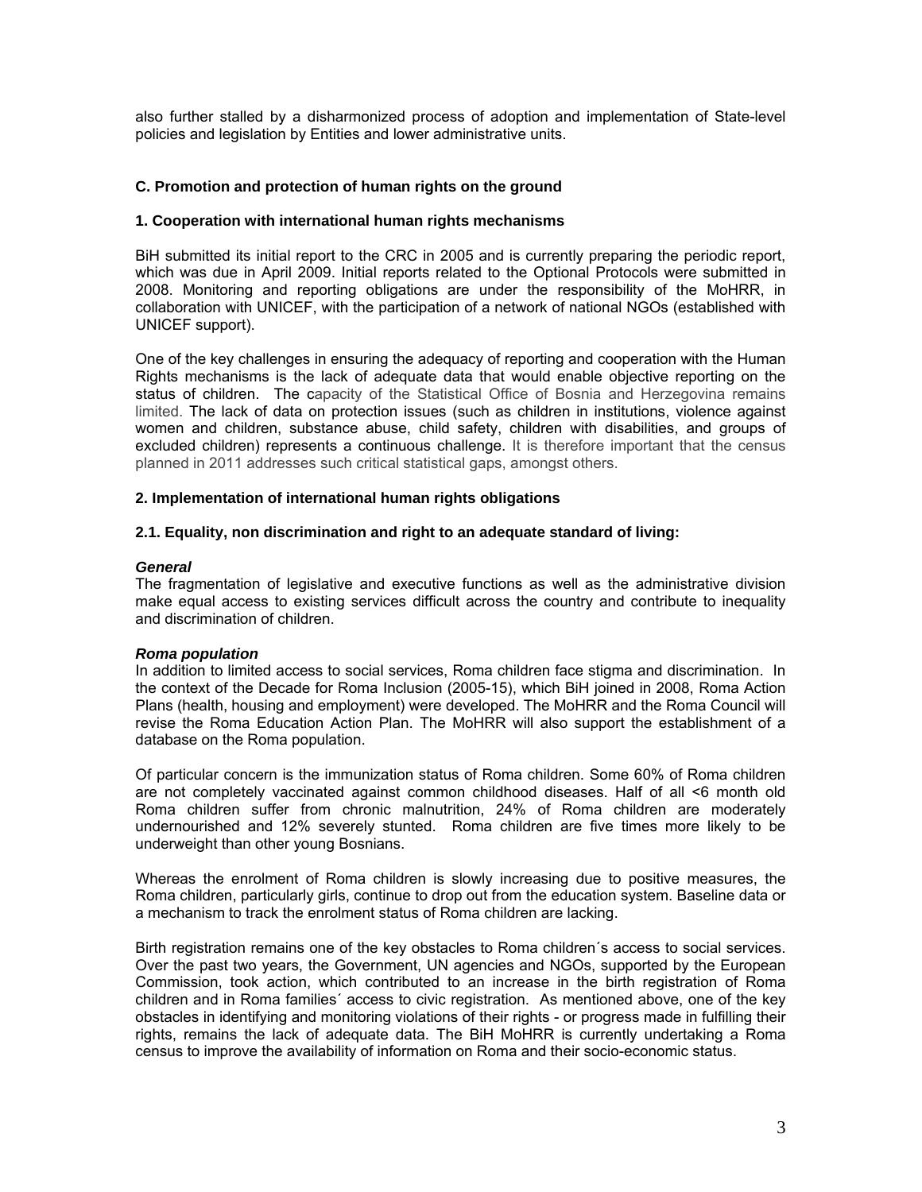also further stalled by a disharmonized process of adoption and implementation of State-level policies and legislation by Entities and lower administrative units.

### C. Promotion and protection of human rights on the ground

#### 1. Cooperation with international human rights mechanisms

BiH submitted its initial report to the CRC in 2005 and is currently preparing the periodic report, which was due in April 2009. Initial reports related to the Optional Protocols were submitted in 2008. Monitoring and reporting obligations are under the responsibility of the MoHRR, in collaboration with UNICEF, with the participation of a network of national NGOs (established with UNICEF support).

One of the key challenges in ensuring the adequacy of reporting and cooperation with the Human Rights mechanisms is the lack of adequate data that would enable objective reporting on the status of children. The capacity of the Statistical Office of Bosnia and Herzegovina remains limited. The lack of data on protection issues (such as children in institutions, violence against women and children, substance abuse, child safety, children with disabilities, and groups of excluded children) represents a continuous challenge. It is therefore important that the census planned in 2011 addresses such critical statistical gaps, amongst others.

#### 2. Implementation of international human rights obligations

#### 2.1. Equality, non discrimination and right to an adequate standard of living:

***General***

The fragmentation of legislative and executive functions as well as the administrative division make equal access to existing services difficult across the country and contribute to inequality and discrimination of children.

***Roma population***

In addition to limited access to social services, Roma children face stigma and discrimination. In the context of the Decade for Roma Inclusion (2005-15), which BiH joined in 2008, Roma Action Plans (health, housing and employment) were developed. The MoHRR and the Roma Council will revise the Roma Education Action Plan. The MoHRR will also support the establishment of a database on the Roma population.

Of particular concern is the immunization status of Roma children. Some 60% of Roma children are not completely vaccinated against common childhood diseases. Half of all <6 month old Roma children suffer from chronic malnutrition, 24% of Roma children are moderately undernourished and 12% severely stunted. Roma children are five times more likely to be underweight than other young Bosnians.

Whereas the enrolment of Roma children is slowly increasing due to positive measures, the Roma children, particularly girls, continue to drop out from the education system. Baseline data or a mechanism to track the enrolment status of Roma children are lacking.

Birth registration remains one of the key obstacles to Roma children´s access to social services. Over the past two years, the Government, UN agencies and NGOs, supported by the European Commission, took action, which contributed to an increase in the birth registration of Roma children and in Roma families´ access to civic registration. As mentioned above, one of the key obstacles in identifying and monitoring violations of their rights - or progress made in fulfilling their rights, remains the lack of adequate data. The BiH MoHRR is currently undertaking a Roma census to improve the availability of information on Roma and their socio-economic status.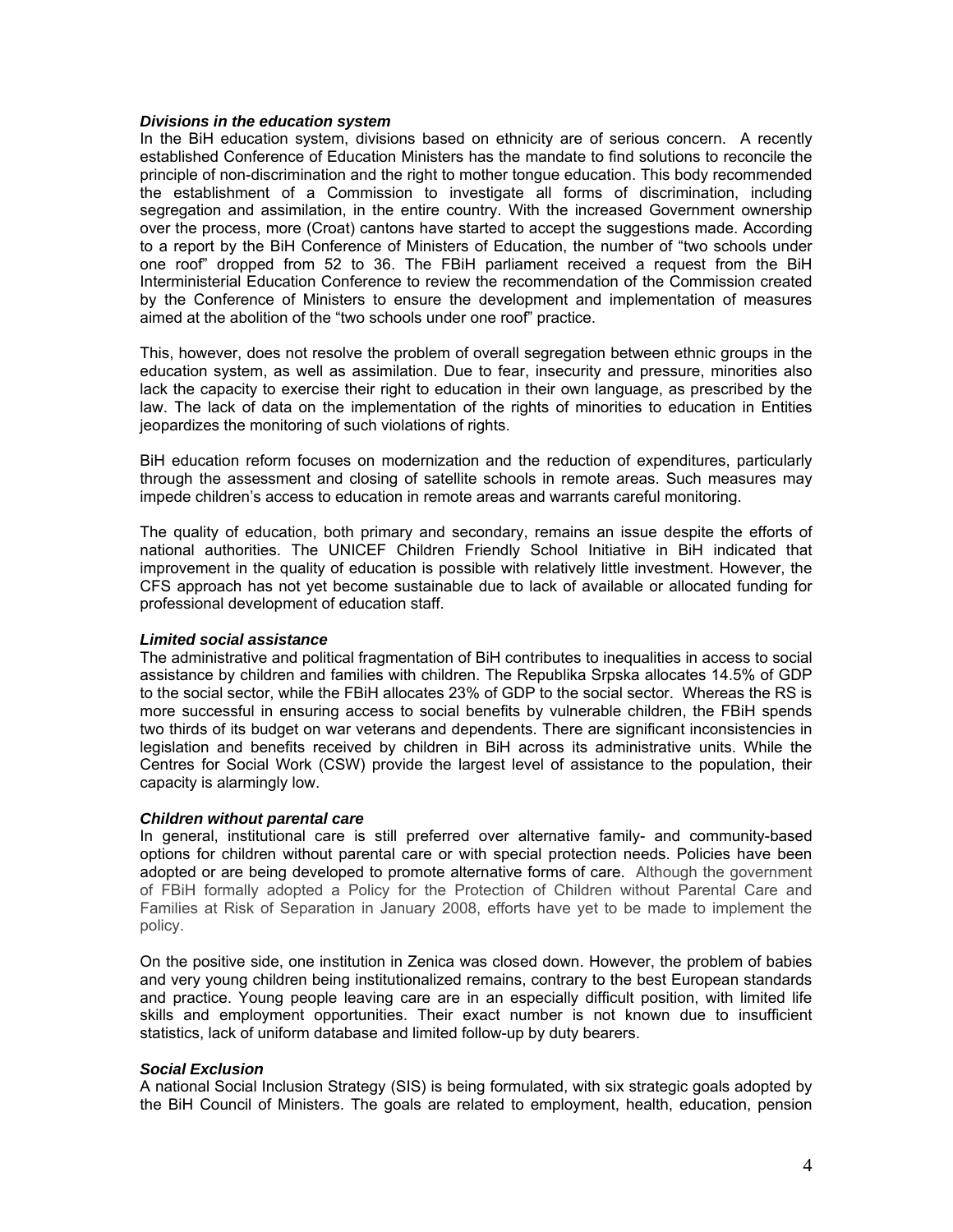### *Divisions in the education system*

In the BiH education system, divisions based on ethnicity are of serious concern. A recently established Conference of Education Ministers has the mandate to find solutions to reconcile the principle of non-discrimination and the right to mother tongue education. This body recommended the establishment of a Commission to investigate all forms of discrimination, including segregation and assimilation, in the entire country. With the increased Government ownership over the process, more (Croat) cantons have started to accept the suggestions made. According to a report by the BiH Conference of Ministers of Education, the number of "two schools under one roof" dropped from 52 to 36. The FBiH parliament received a request from the BiH Interministerial Education Conference to review the recommendation of the Commission created by the Conference of Ministers to ensure the development and implementation of measures aimed at the abolition of the "two schools under one roof" practice.

This, however, does not resolve the problem of overall segregation between ethnic groups in the education system, as well as assimilation. Due to fear, insecurity and pressure, minorities also lack the capacity to exercise their right to education in their own language, as prescribed by the law. The lack of data on the implementation of the rights of minorities to education in Entities jeopardizes the monitoring of such violations of rights.

BiH education reform focuses on modernization and the reduction of expenditures, particularly through the assessment and closing of satellite schools in remote areas. Such measures may impede children's access to education in remote areas and warrants careful monitoring.

The quality of education, both primary and secondary, remains an issue despite the efforts of national authorities. The UNICEF Children Friendly School Initiative in BiH indicated that improvement in the quality of education is possible with relatively little investment. However, the CFS approach has not yet become sustainable due to lack of available or allocated funding for professional development of education staff.

### *Limited social assistance*

The administrative and political fragmentation of BiH contributes to inequalities in access to social assistance by children and families with children. The Republika Srpska allocates 14.5% of GDP to the social sector, while the FBiH allocates 23% of GDP to the social sector. Whereas the RS is more successful in ensuring access to social benefits by vulnerable children, the FBiH spends two thirds of its budget on war veterans and dependents. There are significant inconsistencies in legislation and benefits received by children in BiH across its administrative units. While the Centres for Social Work (CSW) provide the largest level of assistance to the population, their capacity is alarmingly low.

### *Children without parental care*

In general, institutional care is still preferred over alternative family- and community-based options for children without parental care or with special protection needs. Policies have been adopted or are being developed to promote alternative forms of care. Although the government of FBiH formally adopted a Policy for the Protection of Children without Parental Care and Families at Risk of Separation in January 2008, efforts have yet to be made to implement the policy.

On the positive side, one institution in Zenica was closed down. However, the problem of babies and very young children being institutionalized remains, contrary to the best European standards and practice. Young people leaving care are in an especially difficult position, with limited life skills and employment opportunities. Their exact number is not known due to insufficient statistics, lack of uniform database and limited follow-up by duty bearers.

### *Social Exclusion*

A national Social Inclusion Strategy (SIS) is being formulated, with six strategic goals adopted by the BiH Council of Ministers. The goals are related to employment, health, education, pension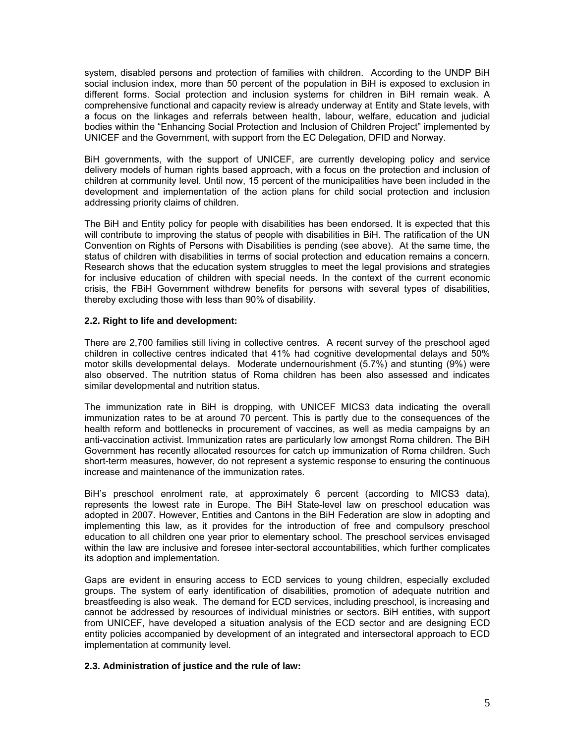system, disabled persons and protection of families with children. According to the UNDP BiH social inclusion index, more than 50 percent of the population in BiH is exposed to exclusion in different forms. Social protection and inclusion systems for children in BiH remain weak. A comprehensive functional and capacity review is already underway at Entity and State levels, with a focus on the linkages and referrals between health, labour, welfare, education and judicial bodies within the "Enhancing Social Protection and Inclusion of Children Project" implemented by UNICEF and the Government, with support from the EC Delegation, DFID and Norway.

BiH governments, with the support of UNICEF, are currently developing policy and service delivery models of human rights based approach, with a focus on the protection and inclusion of children at community level. Until now, 15 percent of the municipalities have been included in the development and implementation of the action plans for child social protection and inclusion addressing priority claims of children.

The BiH and Entity policy for people with disabilities has been endorsed. It is expected that this will contribute to improving the status of people with disabilities in BiH. The ratification of the UN Convention on Rights of Persons with Disabilities is pending (see above). At the same time, the status of children with disabilities in terms of social protection and education remains a concern. Research shows that the education system struggles to meet the legal provisions and strategies for inclusive education of children with special needs. In the context of the current economic crisis, the FBiH Government withdrew benefits for persons with several types of disabilities, thereby excluding those with less than 90% of disability.

**2.2. Right to life and development:**

There are 2,700 families still living in collective centres. A recent survey of the preschool aged children in collective centres indicated that 41% had cognitive developmental delays and 50% motor skills developmental delays. Moderate undernourishment (5.7%) and stunting (9%) were also observed. The nutrition status of Roma children has been also assessed and indicates similar developmental and nutrition status.

The immunization rate in BiH is dropping, with UNICEF MICS3 data indicating the overall immunization rates to be at around 70 percent. This is partly due to the consequences of the health reform and bottlenecks in procurement of vaccines, as well as media campaigns by an anti-vaccination activist. Immunization rates are particularly low amongst Roma children. The BiH Government has recently allocated resources for catch up immunization of Roma children. Such short-term measures, however, do not represent a systemic response to ensuring the continuous increase and maintenance of the immunization rates.

BiH's preschool enrolment rate, at approximately 6 percent (according to MICS3 data), represents the lowest rate in Europe. The BiH State-level law on preschool education was adopted in 2007. However, Entities and Cantons in the BiH Federation are slow in adopting and implementing this law, as it provides for the introduction of free and compulsory preschool education to all children one year prior to elementary school. The preschool services envisaged within the law are inclusive and foresee inter-sectoral accountabilities, which further complicates its adoption and implementation.

Gaps are evident in ensuring access to ECD services to young children, especially excluded groups. The system of early identification of disabilities, promotion of adequate nutrition and breastfeeding is also weak. The demand for ECD services, including preschool, is increasing and cannot be addressed by resources of individual ministries or sectors. BiH entities, with support from UNICEF, have developed a situation analysis of the ECD sector and are designing ECD entity policies accompanied by development of an integrated and intersectoral approach to ECD implementation at community level.

**2.3. Administration of justice and the rule of law:**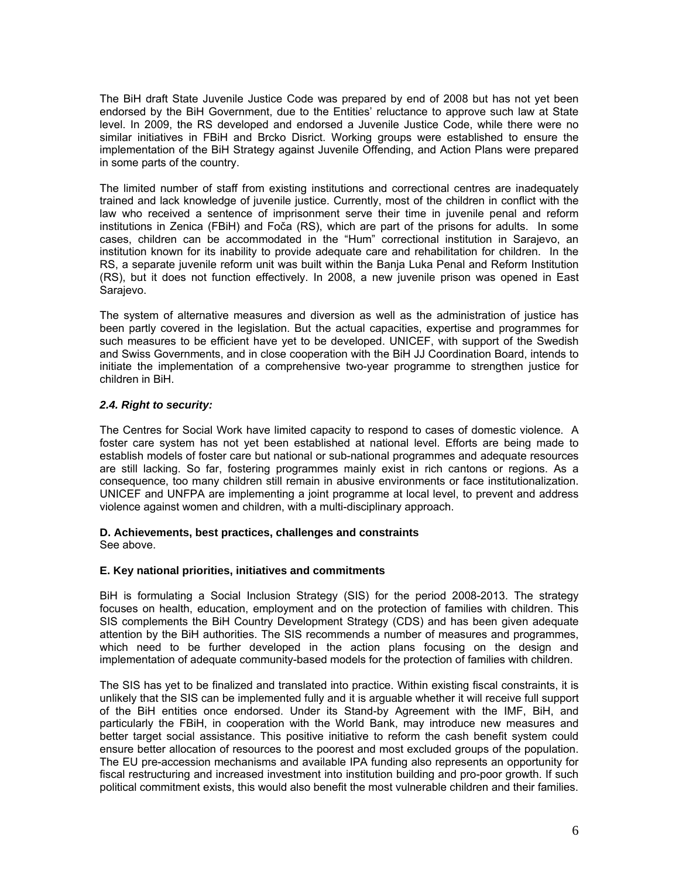The BiH draft State Juvenile Justice Code was prepared by end of 2008 but has not yet been endorsed by the BiH Government, due to the Entities' reluctance to approve such law at State level. In 2009, the RS developed and endorsed a Juvenile Justice Code, while there were no similar initiatives in FBiH and Brcko Disrict. Working groups were established to ensure the implementation of the BiH Strategy against Juvenile Offending, and Action Plans were prepared in some parts of the country.

The limited number of staff from existing institutions and correctional centres are inadequately trained and lack knowledge of juvenile justice. Currently, most of the children in conflict with the law who received a sentence of imprisonment serve their time in juvenile penal and reform institutions in Zenica (FBiH) and Foča (RS), which are part of the prisons for adults. In some cases, children can be accommodated in the "Hum" correctional institution in Sarajevo, an institution known for its inability to provide adequate care and rehabilitation for children. In the RS, a separate juvenile reform unit was built within the Banja Luka Penal and Reform Institution (RS), but it does not function effectively. In 2008, a new juvenile prison was opened in East Sarajevo.

The system of alternative measures and diversion as well as the administration of justice has been partly covered in the legislation. But the actual capacities, expertise and programmes for such measures to be efficient have yet to be developed. UNICEF, with support of the Swedish and Swiss Governments, and in close cooperation with the BiH JJ Coordination Board, intends to initiate the implementation of a comprehensive two-year programme to strengthen justice for children in BiH.

#### *2.4. Right to security:*

The Centres for Social Work have limited capacity to respond to cases of domestic violence. A foster care system has not yet been established at national level. Efforts are being made to establish models of foster care but national or sub-national programmes and adequate resources are still lacking. So far, fostering programmes mainly exist in rich cantons or regions. As a consequence, too many children still remain in abusive environments or face institutionalization. UNICEF and UNFPA are implementing a joint programme at local level, to prevent and address violence against women and children, with a multi-disciplinary approach.

### D. Achievements, best practices, challenges and constraints

See above.

### E. Key national priorities, initiatives and commitments

BiH is formulating a Social Inclusion Strategy (SIS) for the period 2008-2013. The strategy focuses on health, education, employment and on the protection of families with children. This SIS complements the BiH Country Development Strategy (CDS) and has been given adequate attention by the BiH authorities. The SIS recommends a number of measures and programmes, which need to be further developed in the action plans focusing on the design and implementation of adequate community-based models for the protection of families with children.

The SIS has yet to be finalized and translated into practice. Within existing fiscal constraints, it is unlikely that the SIS can be implemented fully and it is arguable whether it will receive full support of the BiH entities once endorsed. Under its Stand-by Agreement with the IMF, BiH, and particularly the FBiH, in cooperation with the World Bank, may introduce new measures and better target social assistance. This positive initiative to reform the cash benefit system could ensure better allocation of resources to the poorest and most excluded groups of the population. The EU pre-accession mechanisms and available IPA funding also represents an opportunity for fiscal restructuring and increased investment into institution building and pro-poor growth. If such political commitment exists, this would also benefit the most vulnerable children and their families.